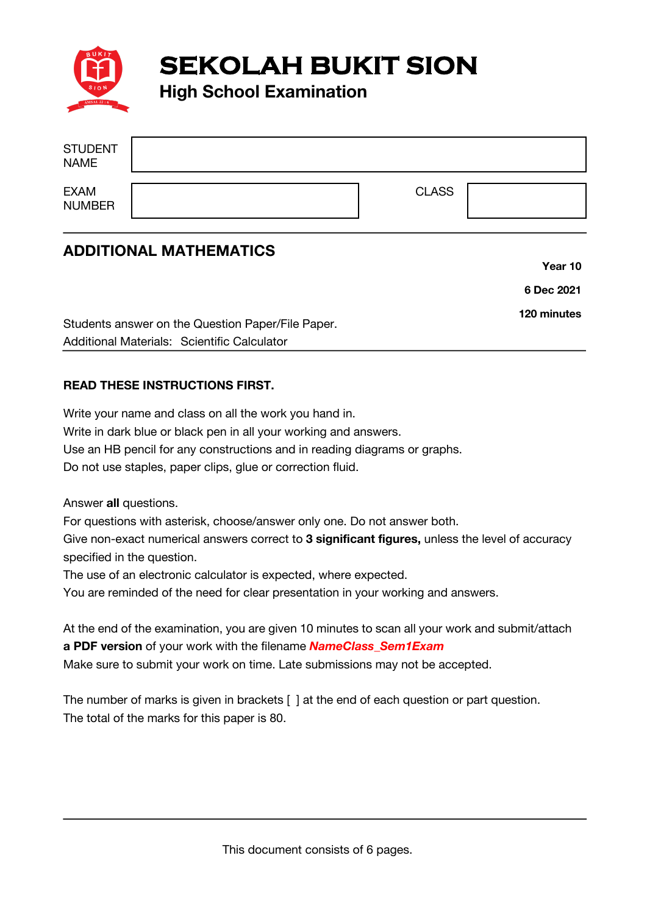# SEKOLAH BUKIT SION

## High School Examination

| STUDENT NAME | | | |
|---|---|---|---|
| EXAM NUMBER | | CLASS | |

## ADDITIONAL MATHEMATICS

**Year 10**

**6 Dec 2021**

**120 minutes**

Students answer on the Question Paper/File Paper.
Additional Materials: Scientific Calculator

**READ THESE INSTRUCTIONS FIRST.**

Write your name and class on all the work you hand in.
Write in dark blue or black pen in all your working and answers.
Use an HB pencil for any constructions and in reading diagrams or graphs.
Do not use staples, paper clips, glue or correction fluid.

Answer **all** questions.
For questions with asterisk, choose/answer only one. Do not answer both.
Give non-exact numerical answers correct to **3 significant figures,** unless the level of accuracy specified in the question.
The use of an electronic calculator is expected, where expected.
You are reminded of the need for clear presentation in your working and answers.

At the end of the examination, you are given 10 minutes to scan all your work and submit/attach **a PDF version** of your work with the filename ***NameClass_Sem1Exam***
Make sure to submit your work on time. Late submissions may not be accepted.

The number of marks is given in brackets [ ] at the end of each question or part question.
The total of the marks for this paper is 80.

This document consists of 6 pages.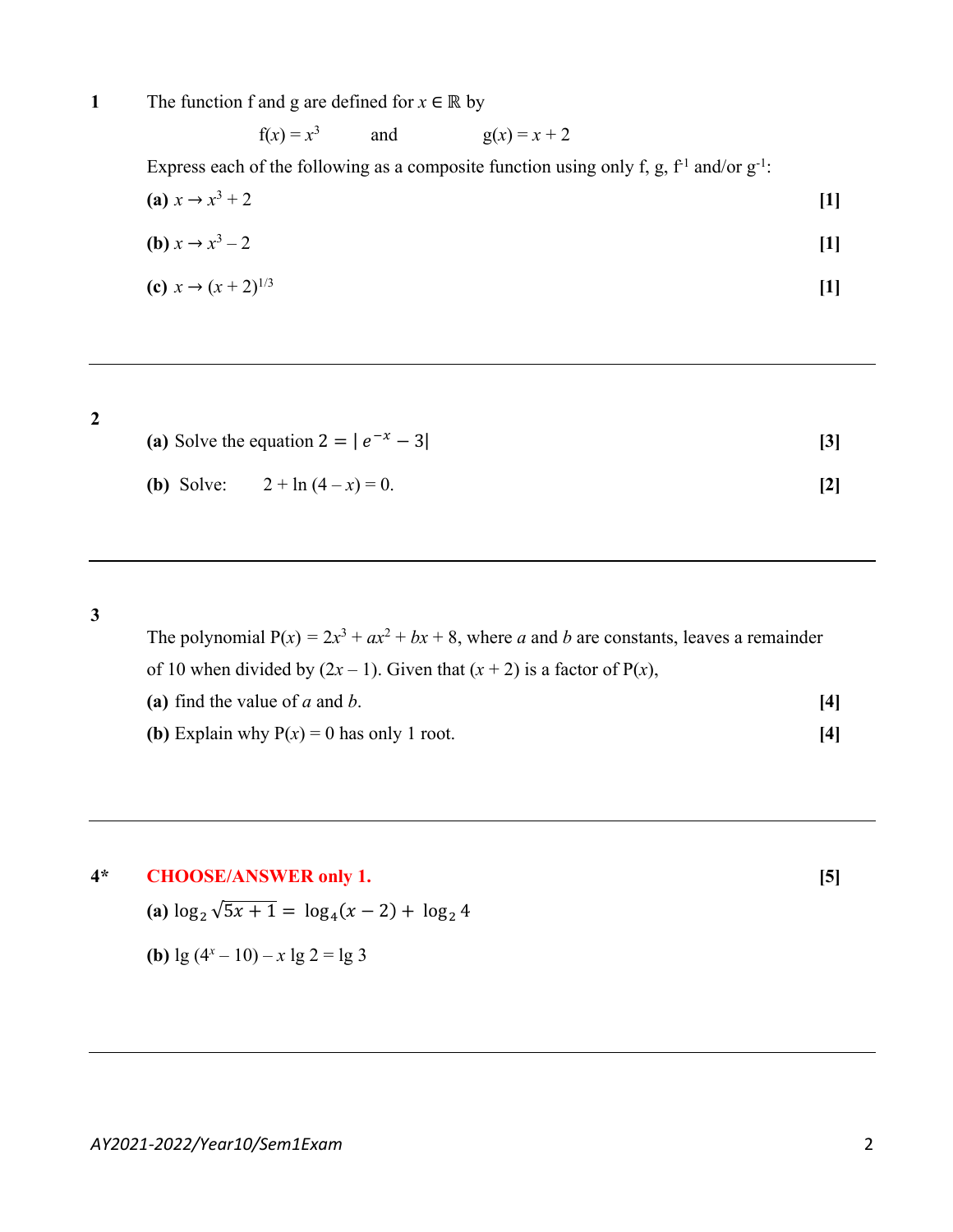**1** The function f and g are defined for $x \in \mathbb{R}$ by

$$f(x) = x^3 \qquad \text{and} \qquad g(x) = x + 2$$

Express each of the following as a composite function using only f, g, $f^{-1}$ and/or $g^{-1}$:

**(a)** $x \to x^3 + 2$ **[1]**

**(b)** $x \to x^3 - 2$ **[1]**

**(c)** $x \to (x + 2)^{1/3}$ **[1]**

---

**2**

**(a)** Solve the equation $2 = | e^{-x} - 3|$ **[3]**

**(b)** Solve: $2 + \ln (4 - x) = 0.$ **[2]**

---

**3**

The polynomial $P(x) = 2x^3 + ax^2 + bx + 8$, where $a$ and $b$ are constants, leaves a remainder of 10 when divided by $(2x - 1)$. Given that $(x + 2)$ is a factor of $P(x)$,

**(a)** find the value of $a$ and $b$. **[4]**

**(b)** Explain why $P(x) = 0$ has only 1 root. **[4]**

---

**4*** **CHOOSE/ANSWER only 1.** **[5]**

**(a)** $\log_2 \sqrt{5x+1} = \log_4(x-2) + \log_2 4$

**(b)** $\lg (4^x - 10) - x \lg 2 = \lg 3$

---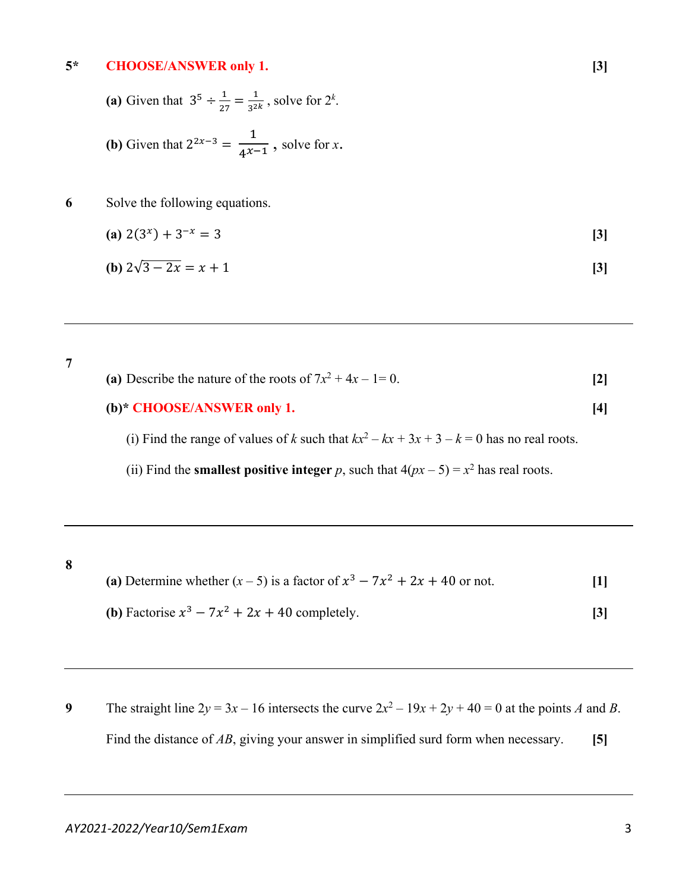**5*** **CHOOSE/ANSWER only 1.** **[3]**

**(a)** Given that $3^5 \div \frac{1}{27} = \frac{1}{3^{2k}}$, solve for $2^k$.

**(b)** Given that $2^{2x-3} = \frac{1}{4^{x-1}}$, solve for $x$.

**6** Solve the following equations.

**(a)** $2(3^x) + 3^{-x} = 3$ **[3]**

**(b)** $2\sqrt{3-2x} = x + 1$ **[3]**

---

**7**

**(a)** Describe the nature of the roots of $7x^2 + 4x - 1 = 0$. **[2]**

**(b)*** **CHOOSE/ANSWER only 1.** **[4]**

(i) Find the range of values of $k$ such that $kx^2 - kx + 3x + 3 - k = 0$ has no real roots.

(ii) Find the **smallest positive integer** $p$, such that $4(px - 5) = x^2$ has real roots.

---

**8**

**(a)** Determine whether $(x - 5)$ is a factor of $x^3 - 7x^2 + 2x + 40$ or not. **[1]**

**(b)** Factorise $x^3 - 7x^2 + 2x + 40$ completely. **[3]**

---

**9** The straight line $2y = 3x - 16$ intersects the curve $2x^2 - 19x + 2y + 40 = 0$ at the points $A$ and $B$.

Find the distance of $AB$, giving your answer in simplified surd form when necessary. **[5]**

---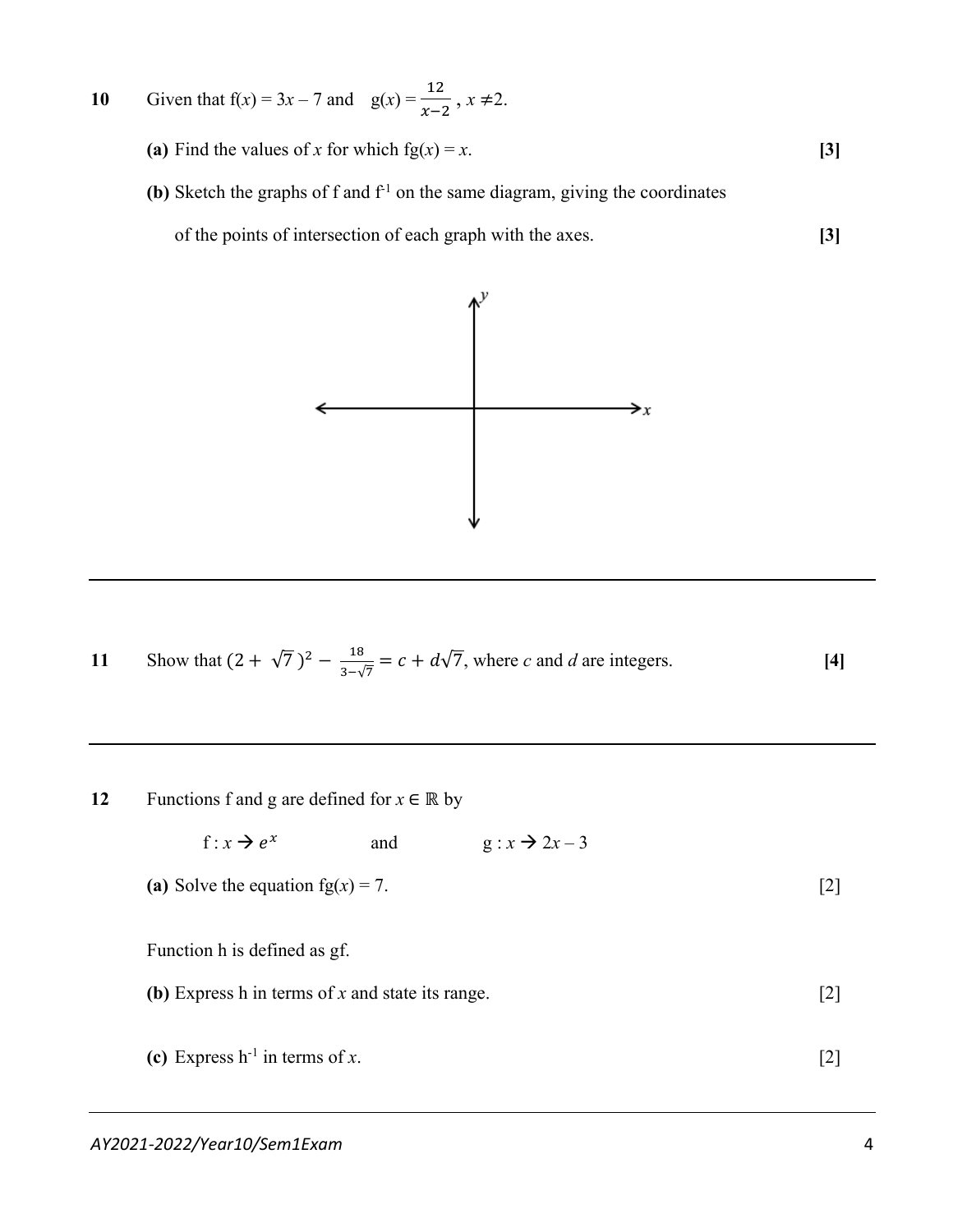**10** Given that $f(x) = 3x - 7$ and $g(x) = \frac{12}{x-2}$, $x \neq 2$.

**(a)** Find the values of $x$ for which $fg(x) = x$. **[3]**

**(b)** Sketch the graphs of f and $f^{-1}$ on the same diagram, giving the coordinates of the points of intersection of each graph with the axes. **[3]**

---

**11** Show that $(2 + \sqrt{7})^2 - \frac{18}{3-\sqrt{7}} = c + d\sqrt{7}$, where $c$ and $d$ are integers. **[4]**

---

**12** Functions f and g are defined for $x \in \mathbb{R}$ by

$f : x \rightarrow e^x$ and $g : x \rightarrow 2x - 3$

**(a)** Solve the equation $fg(x) = 7$. [2]

Function h is defined as gf.

**(b)** Express h in terms of $x$ and state its range. [2]

**(c)** Express $h^{-1}$ in terms of $x$. [2]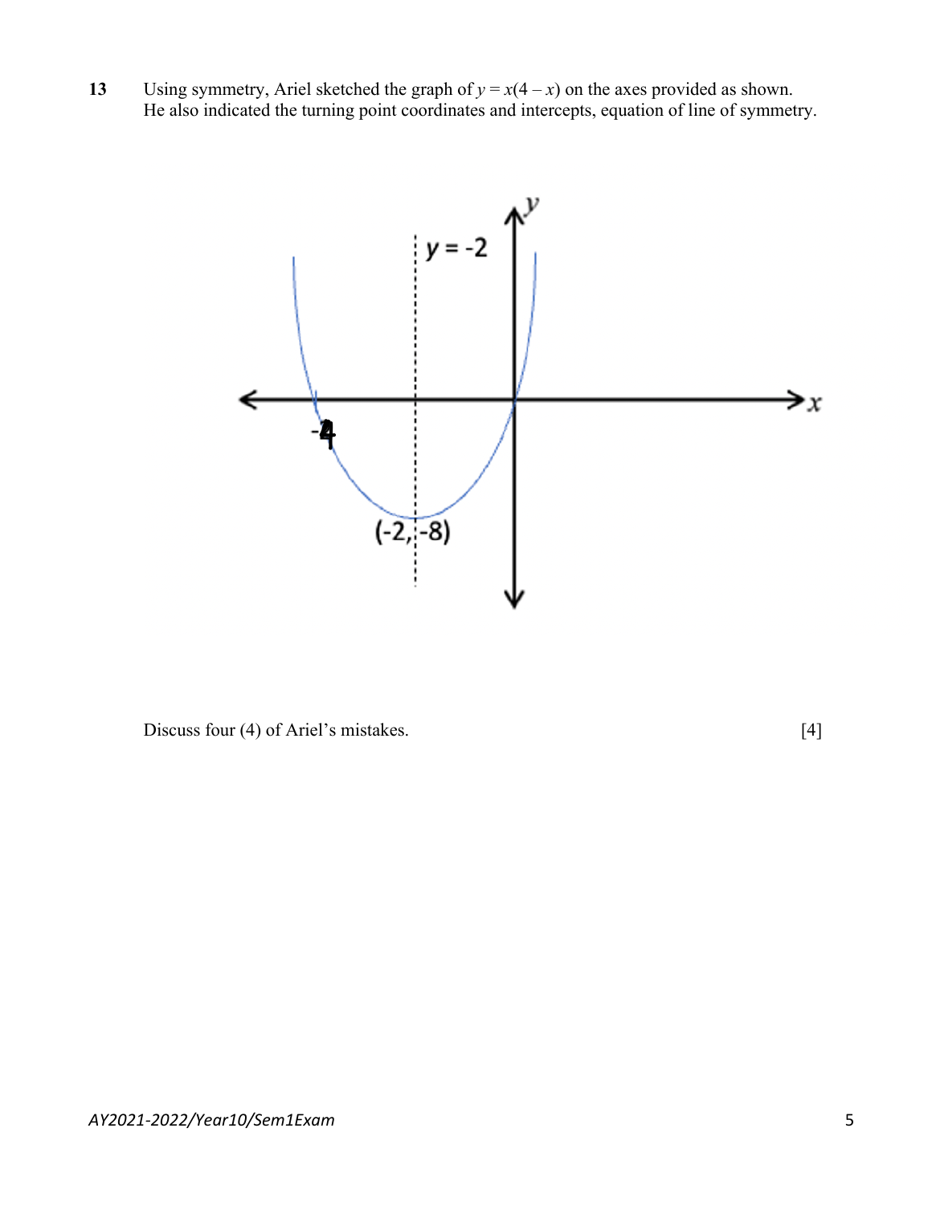**13** Using symmetry, Ariel sketched the graph of $y = x(4 - x)$ on the axes provided as shown.
He also indicated the turning point coordinates and intercepts, equation of line of symmetry.

Discuss four (4) of Ariel's mistakes. [4]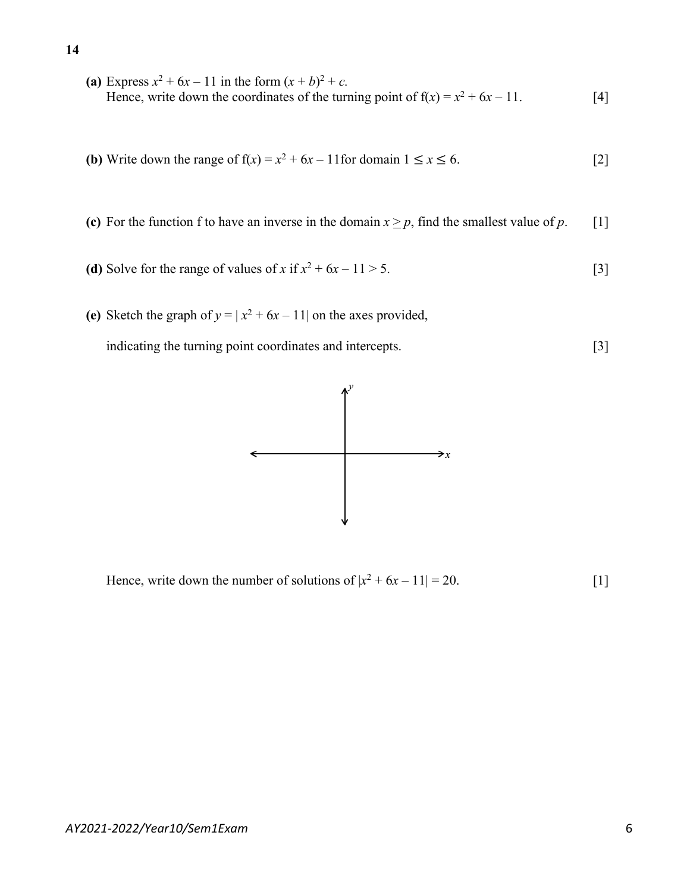**14**

**(a)** Express $x^2 + 6x - 11$ in the form $(x + b)^2 + c$.
Hence, write down the coordinates of the turning point of $f(x) = x^2 + 6x - 11$. [4]

**(b)** Write down the range of $f(x) = x^2 + 6x - 11$ for domain $1 \leq x \leq 6$. [2]

**(c)** For the function f to have an inverse in the domain $x \geq p$, find the smallest value of $p$. [1]

**(d)** Solve for the range of values of $x$ if $x^2 + 6x - 11 > 5$. [3]

**(e)** Sketch the graph of $y = | x^2 + 6x - 11|$ on the axes provided,

indicating the turning point coordinates and intercepts. [3]

y

x

Hence, write down the number of solutions of $|x^2 + 6x - 11| = 20$. [1]